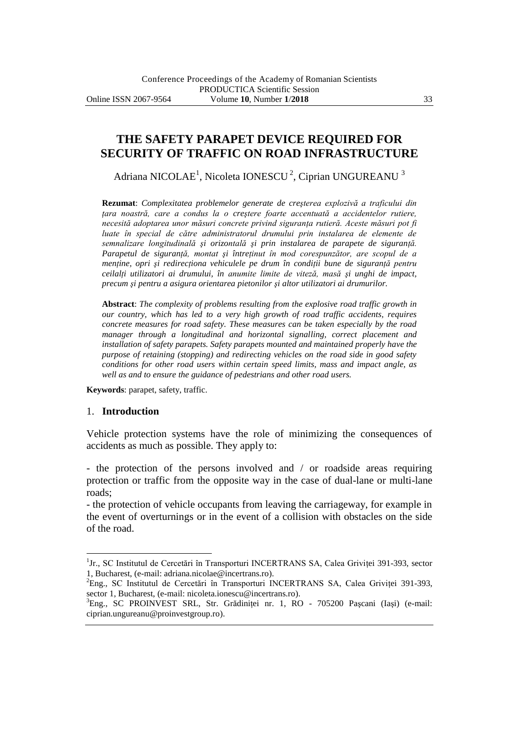# THE SAFETY PARAPET DEVICE REQUIRED FOR SECURITY OF TRAFFIC ON ROAD INFRASTRUCTURE

Adriana NICOLAE[1], Nicoleta IONESCU[2], Ciprian UNGUREANU[3]

**Rezumat**: *Complexitatea problemelor generate de creşterea explozivă a traficului din ţara noastră, care a condus la o creştere foarte accentuată a accidentelor rutiere, necesită adoptarea unor măsuri concrete privind siguranţa rutieră. Aceste măsuri pot fi luate în special de către administratorul drumului prin instalarea de elemente de semnalizare longitudinală şi orizontală şi prin instalarea de parapete de siguranţă. Parapetul de siguranţă, montat şi întreţinut în mod corespunzător, are scopul de a menţine, opri şi redirecţiona vehiculele pe drum în condiţii bune de siguranţă pentru ceilalţi utilizatori ai drumului, în anumite limite de viteză, masă şi unghi de impact, precum şi pentru a asigura orientarea pietonilor şi altor utilizatori ai drumurilor.*

**Abstract**: *The complexity of problems resulting from the explosive road traffic growth in our country, which has led to a very high growth of road traffic accidents, requires concrete measures for road safety. These measures can be taken especially by the road manager through a longitudinal and horizontal signalling, correct placement and installation of safety parapets. Safety parapets mounted and maintained properly have the purpose of retaining (stopping) and redirecting vehicles on the road side in good safety conditions for other road users within certain speed limits, mass and impact angle, as well as and to ensure the guidance of pedestrians and other road users.*

**Keywords**: parapet, safety, traffic.

## 1. Introduction

Vehicle protection systems have the role of minimizing the consequences of accidents as much as possible. They apply to:

- the protection of the persons involved and / or roadside areas requiring protection or traffic from the opposite way in the case of dual-lane or multi-lane roads;
- the protection of vehicle occupants from leaving the carriageway, for example in the event of overturnings or in the event of a collision with obstacles on the side of the road.

---

[1] Jr., SC Institutul de Cercetări în Transporturi INCERTRANS SA, Calea Griviței 391-393, sector 1, Bucharest, (e-mail: adriana.nicolae@incertrans.ro).

[2] Eng., SC Institutul de Cercetări în Transporturi INCERTRANS SA, Calea Griviței 391-393, sector 1, Bucharest, (e-mail: nicoleta.ionescu@incertrans.ro).

[3] Eng., SC PROINVEST SRL, Str. Grădiniței nr. 1, RO - 705200 Pașcani (Iași) (e-mail: ciprian.ungureanu@proinvestgroup.ro).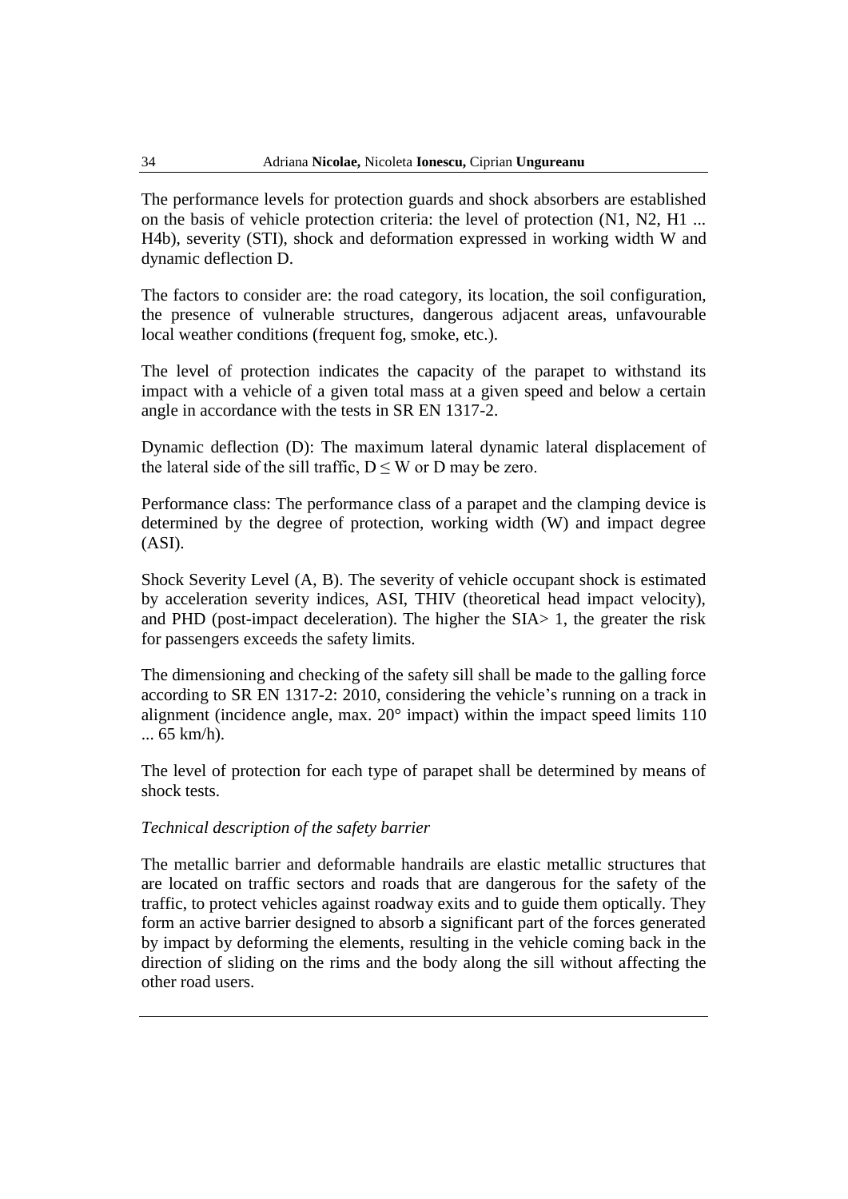The performance levels for protection guards and shock absorbers are established on the basis of vehicle protection criteria: the level of protection (N1, N2, H1 ... H4b), severity (STI), shock and deformation expressed in working width W and dynamic deflection D.

The factors to consider are: the road category, its location, the soil configuration, the presence of vulnerable structures, dangerous adjacent areas, unfavourable local weather conditions (frequent fog, smoke, etc.).

The level of protection indicates the capacity of the parapet to withstand its impact with a vehicle of a given total mass at a given speed and below a certain angle in accordance with the tests in SR EN 1317-2.

Dynamic deflection (D): The maximum lateral dynamic lateral displacement of the lateral side of the sill traffic, $D \leq W$ or D may be zero.

Performance class: The performance class of a parapet and the clamping device is determined by the degree of protection, working width (W) and impact degree (ASI).

Shock Severity Level (A, B). The severity of vehicle occupant shock is estimated by acceleration severity indices, ASI, THIV (theoretical head impact velocity), and PHD (post-impact deceleration). The higher the SIA> 1, the greater the risk for passengers exceeds the safety limits.

The dimensioning and checking of the safety sill shall be made to the galling force according to SR EN 1317-2: 2010, considering the vehicle's running on a track in alignment (incidence angle, max. 20° impact) within the impact speed limits 110 ... 65 km/h).

The level of protection for each type of parapet shall be determined by means of shock tests.

*Technical description of the safety barrier*

The metallic barrier and deformable handrails are elastic metallic structures that are located on traffic sectors and roads that are dangerous for the safety of the traffic, to protect vehicles against roadway exits and to guide them optically. They form an active barrier designed to absorb a significant part of the forces generated by impact by deforming the elements, resulting in the vehicle coming back in the direction of sliding on the rims and the body along the sill without affecting the other road users.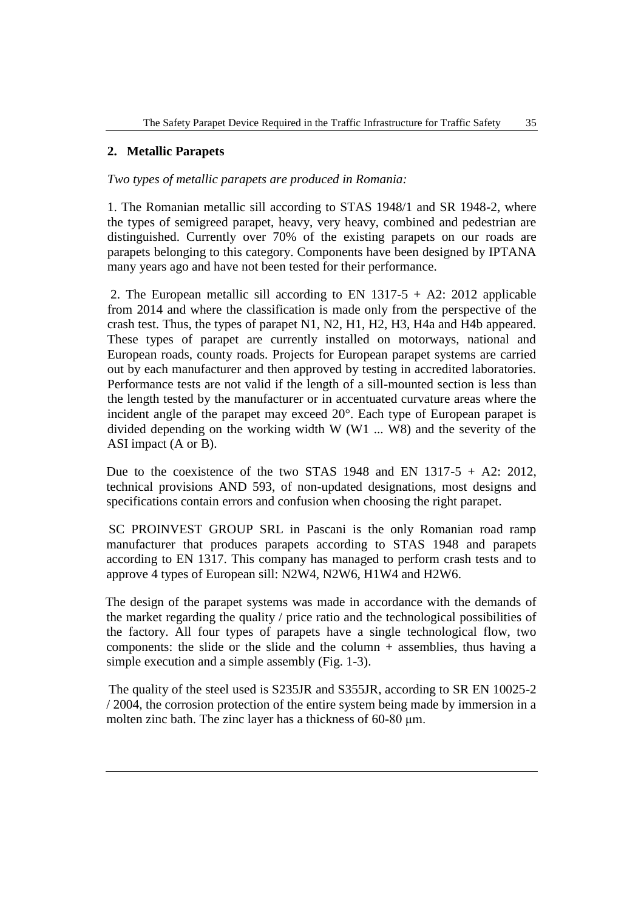## 2. Metallic Parapets

*Two types of metallic parapets are produced in Romania:*

1. The Romanian metallic sill according to STAS 1948/1 and SR 1948-2, where the types of semigreed parapet, heavy, very heavy, combined and pedestrian are distinguished. Currently over 70% of the existing parapets on our roads are parapets belonging to this category. Components have been designed by IPTANA many years ago and have not been tested for their performance.

2. The European metallic sill according to EN 1317-5 + A2: 2012 applicable from 2014 and where the classification is made only from the perspective of the crash test. Thus, the types of parapet N1, N2, H1, H2, H3, H4a and H4b appeared. These types of parapet are currently installed on motorways, national and European roads, county roads. Projects for European parapet systems are carried out by each manufacturer and then approved by testing in accredited laboratories. Performance tests are not valid if the length of a sill-mounted section is less than the length tested by the manufacturer or in accentuated curvature areas where the incident angle of the parapet may exceed 20°. Each type of European parapet is divided depending on the working width W (W1 ... W8) and the severity of the ASI impact (A or B).

Due to the coexistence of the two STAS 1948 and EN 1317-5 + A2: 2012, technical provisions AND 593, of non-updated designations, most designs and specifications contain errors and confusion when choosing the right parapet.

SC PROINVEST GROUP SRL in Pascani is the only Romanian road ramp manufacturer that produces parapets according to STAS 1948 and parapets according to EN 1317. This company has managed to perform crash tests and to approve 4 types of European sill: N2W4, N2W6, H1W4 and H2W6.

The design of the parapet systems was made in accordance with the demands of the market regarding the quality / price ratio and the technological possibilities of the factory. All four types of parapets have a single technological flow, two components: the slide or the slide and the column + assemblies, thus having a simple execution and a simple assembly (Fig. 1-3).

The quality of the steel used is S235JR and S355JR, according to SR EN 10025-2 / 2004, the corrosion protection of the entire system being made by immersion in a molten zinc bath. The zinc layer has a thickness of 60-80 μm.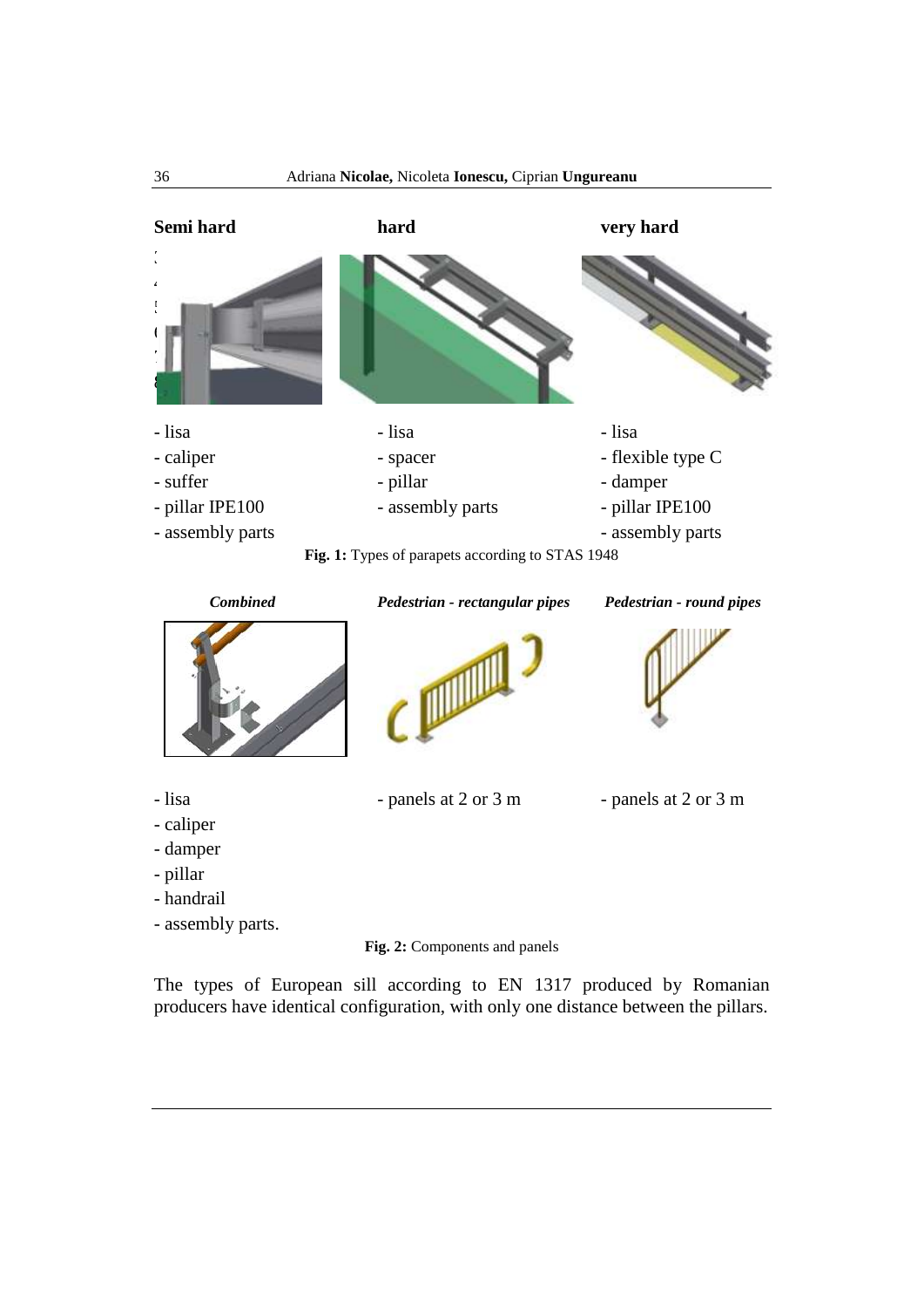**Semi hard** | **hard** | **very hard**

| Semi hard | hard | very hard |
|---|---|---|
| - lisa<br>- caliper<br>- suffer<br>- pillar IPE100<br>- assembly parts | - lisa<br>- spacer<br>- pillar<br>- assembly parts | - lisa<br>- flexible type C<br>- damper<br>- pillar IPE100<br>- assembly parts |

**Fig. 1:** Types of parapets according to STAS 1948

| *Combined* | *Pedestrian - rectangular pipes* | *Pedestrian - round pipes* |
|---|---|---|
| - lisa<br>- caliper<br>- damper<br>- pillar<br>- handrail<br>- assembly parts. | - panels at 2 or 3 m | - panels at 2 or 3 m |

**Fig. 2:** Components and panels

The types of European sill according to EN 1317 produced by Romanian producers have identical configuration, with only one distance between the pillars.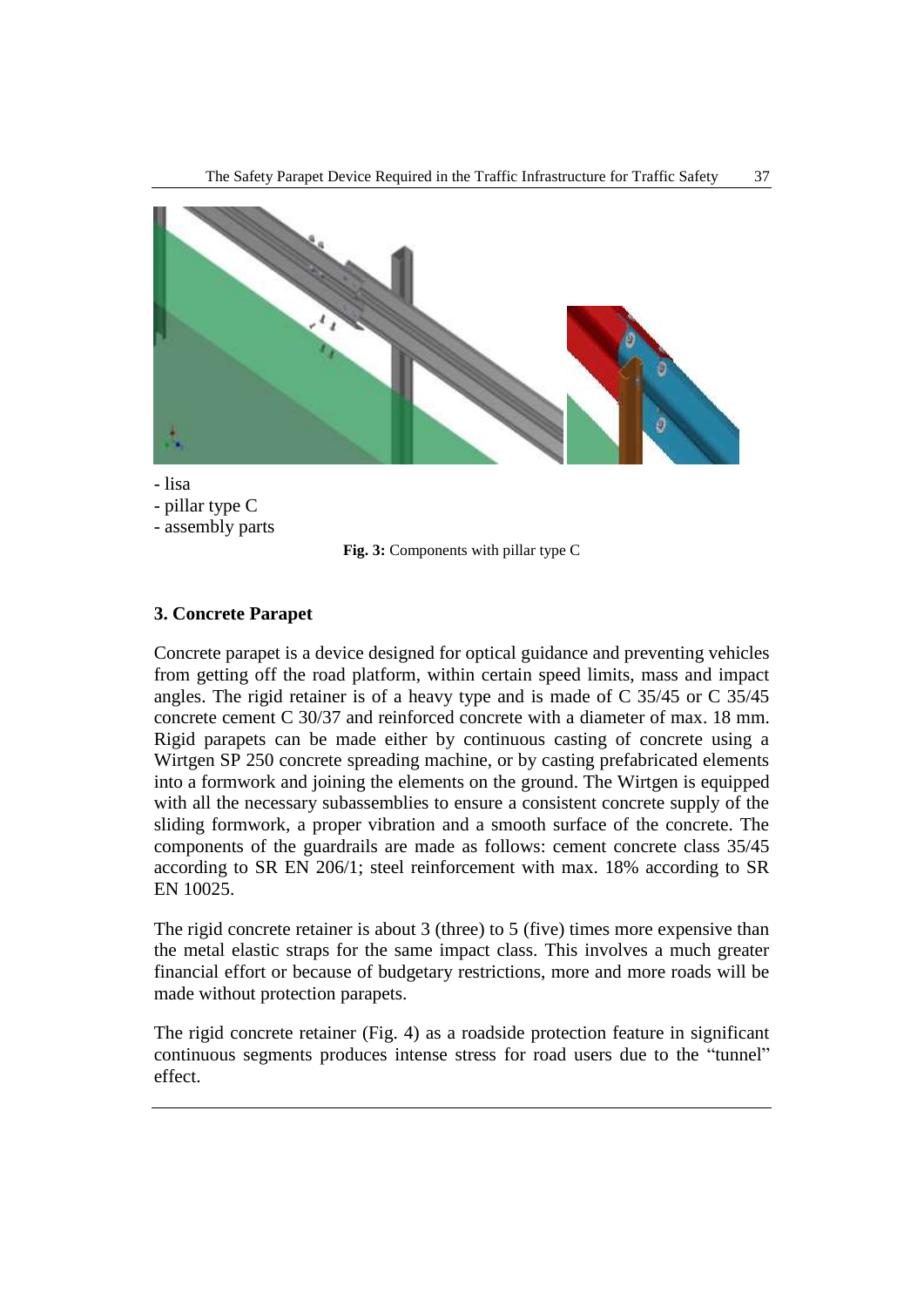- lisa
- pillar type C
- assembly parts

**Fig. 3:** Components with pillar type C

### 3. Concrete Parapet

Concrete parapet is a device designed for optical guidance and preventing vehicles from getting off the road platform, within certain speed limits, mass and impact angles. The rigid retainer is of a heavy type and is made of C 35/45 or C 35/45 concrete cement C 30/37 and reinforced concrete with a diameter of max. 18 mm. Rigid parapets can be made either by continuous casting of concrete using a Wirtgen SP 250 concrete spreading machine, or by casting prefabricated elements into a formwork and joining the elements on the ground. The Wirtgen is equipped with all the necessary subassemblies to ensure a consistent concrete supply of the sliding formwork, a proper vibration and a smooth surface of the concrete. The components of the guardrails are made as follows: cement concrete class 35/45 according to SR EN 206/1; steel reinforcement with max. 18% according to SR EN 10025.

The rigid concrete retainer is about 3 (three) to 5 (five) times more expensive than the metal elastic straps for the same impact class. This involves a much greater financial effort or because of budgetary restrictions, more and more roads will be made without protection parapets.

The rigid concrete retainer (Fig. 4) as a roadside protection feature in significant continuous segments produces intense stress for road users due to the "tunnel" effect.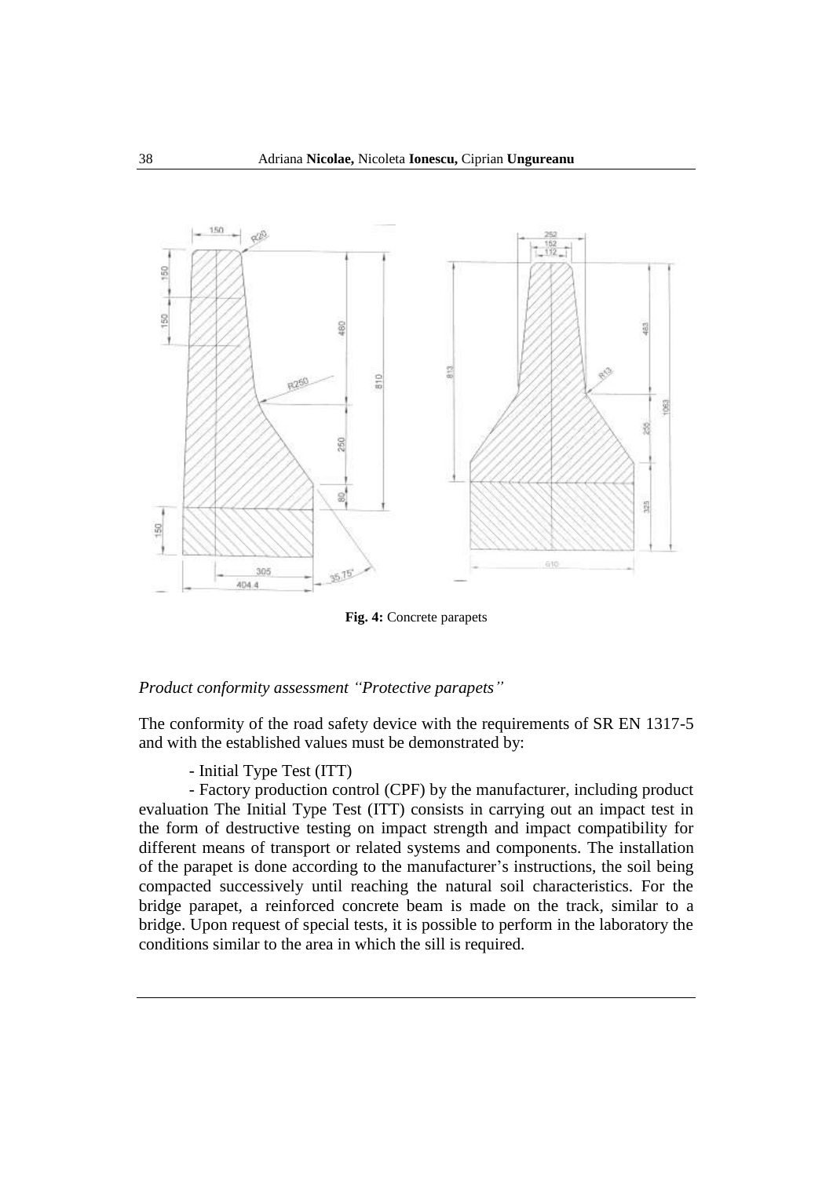**Fig. 4:** Concrete parapets

*Product conformity assessment "Protective parapets"*

The conformity of the road safety device with the requirements of SR EN 1317-5 and with the established values must be demonstrated by:

- Initial Type Test (ITT)

- Factory production control (CPF) by the manufacturer, including product evaluation The Initial Type Test (ITT) consists in carrying out an impact test in the form of destructive testing on impact strength and impact compatibility for different means of transport or related systems and components. The installation of the parapet is done according to the manufacturer's instructions, the soil being compacted successively until reaching the natural soil characteristics. For the bridge parapet, a reinforced concrete beam is made on the track, similar to a bridge. Upon request of special tests, it is possible to perform in the laboratory the conditions similar to the area in which the sill is required.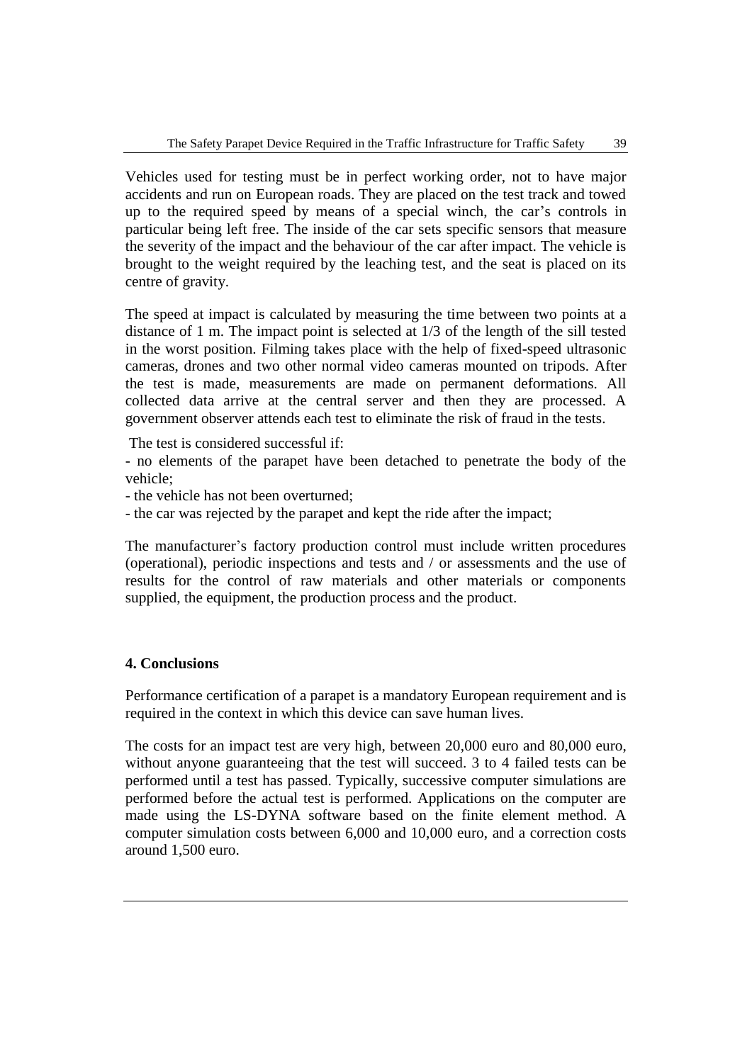Vehicles used for testing must be in perfect working order, not to have major accidents and run on European roads. They are placed on the test track and towed up to the required speed by means of a special winch, the car's controls in particular being left free. The inside of the car sets specific sensors that measure the severity of the impact and the behaviour of the car after impact. The vehicle is brought to the weight required by the leaching test, and the seat is placed on its centre of gravity.

The speed at impact is calculated by measuring the time between two points at a distance of 1 m. The impact point is selected at 1/3 of the length of the sill tested in the worst position. Filming takes place with the help of fixed-speed ultrasonic cameras, drones and two other normal video cameras mounted on tripods. After the test is made, measurements are made on permanent deformations. All collected data arrive at the central server and then they are processed. A government observer attends each test to eliminate the risk of fraud in the tests.

The test is considered successful if:

- no elements of the parapet have been detached to penetrate the body of the vehicle;
- the vehicle has not been overturned;
- the car was rejected by the parapet and kept the ride after the impact;

The manufacturer's factory production control must include written procedures (operational), periodic inspections and tests and / or assessments and the use of results for the control of raw materials and other materials or components supplied, the equipment, the production process and the product.

## 4. Conclusions

Performance certification of a parapet is a mandatory European requirement and is required in the context in which this device can save human lives.

The costs for an impact test are very high, between 20,000 euro and 80,000 euro, without anyone guaranteeing that the test will succeed. 3 to 4 failed tests can be performed until a test has passed. Typically, successive computer simulations are performed before the actual test is performed. Applications on the computer are made using the LS-DYNA software based on the finite element method. A computer simulation costs between 6,000 and 10,000 euro, and a correction costs around 1,500 euro.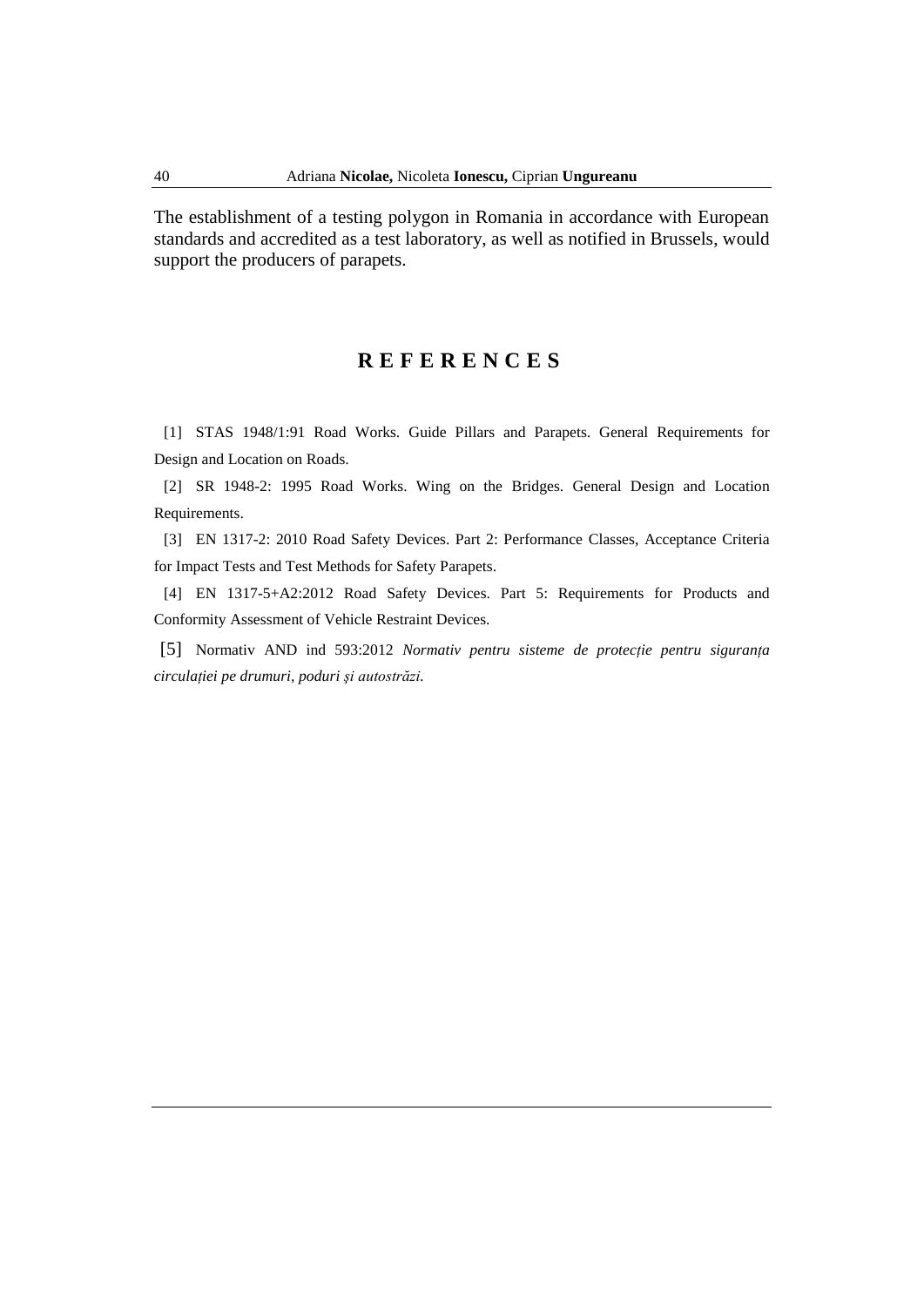The establishment of a testing polygon in Romania in accordance with European standards and accredited as a test laboratory, as well as notified in Brussels, would support the producers of parapets.

## R E F E R E N C E S

[1] STAS 1948/1:91 Road Works. Guide Pillars and Parapets. General Requirements for Design and Location on Roads.

[2] SR 1948-2: 1995 Road Works. Wing on the Bridges. General Design and Location Requirements.

[3] EN 1317-2: 2010 Road Safety Devices. Part 2: Performance Classes, Acceptance Criteria for Impact Tests and Test Methods for Safety Parapets.

[4] EN 1317-5+A2:2012 Road Safety Devices. Part 5: Requirements for Products and Conformity Assessment of Vehicle Restraint Devices.

[5] Normativ AND ind 593:2012 *Normativ pentru sisteme de protecție pentru siguranța circulației pe drumuri, poduri și autostrăzi.*